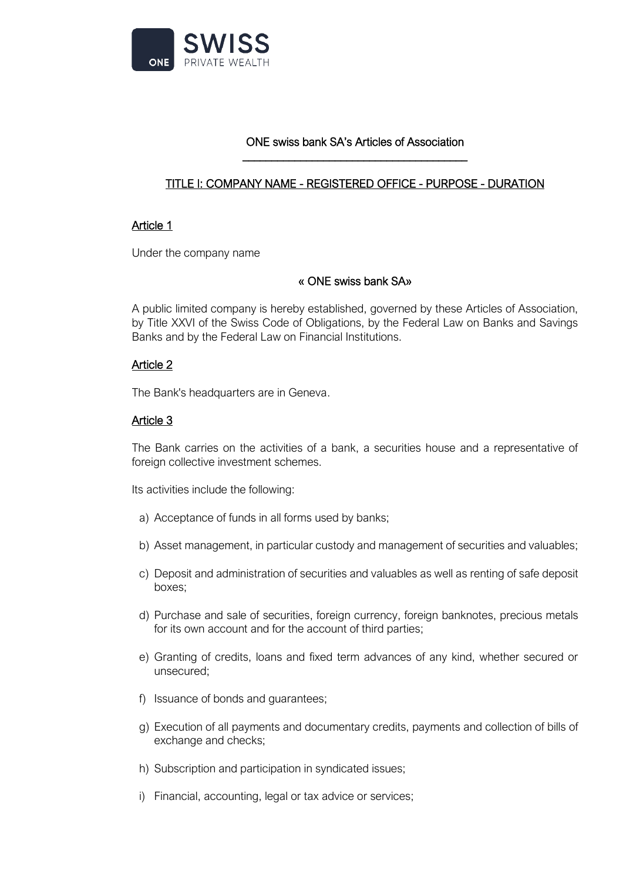# ONE swiss bank SA's Articles of Association

## TITLE I: COMPANY NAME - REGISTERED OFFICE - PURPOSE - DURATION

### Article 1

Under the company name

« ONE swiss bank SA»

A public limited company is hereby established, governed by these Articles of Association, by Title XXVI of the Swiss Code of Obligations, by the Federal Law on Banks and Savings Banks and by the Federal Law on Financial Institutions.

### Article 2

The Bank's headquarters are in Geneva.

### Article 3

The Bank carries on the activities of a bank, a securities house and a representative of foreign collective investment schemes.

Its activities include the following:

a) Acceptance of funds in all forms used by banks;

b) Asset management, in particular custody and management of securities and valuables;

c) Deposit and administration of securities and valuables as well as renting of safe deposit boxes;

d) Purchase and sale of securities, foreign currency, foreign banknotes, precious metals for its own account and for the account of third parties;

e) Granting of credits, loans and fixed term advances of any kind, whether secured or unsecured;

f) Issuance of bonds and guarantees;

g) Execution of all payments and documentary credits, payments and collection of bills of exchange and checks;

h) Subscription and participation in syndicated issues;

i) Financial, accounting, legal or tax advice or services;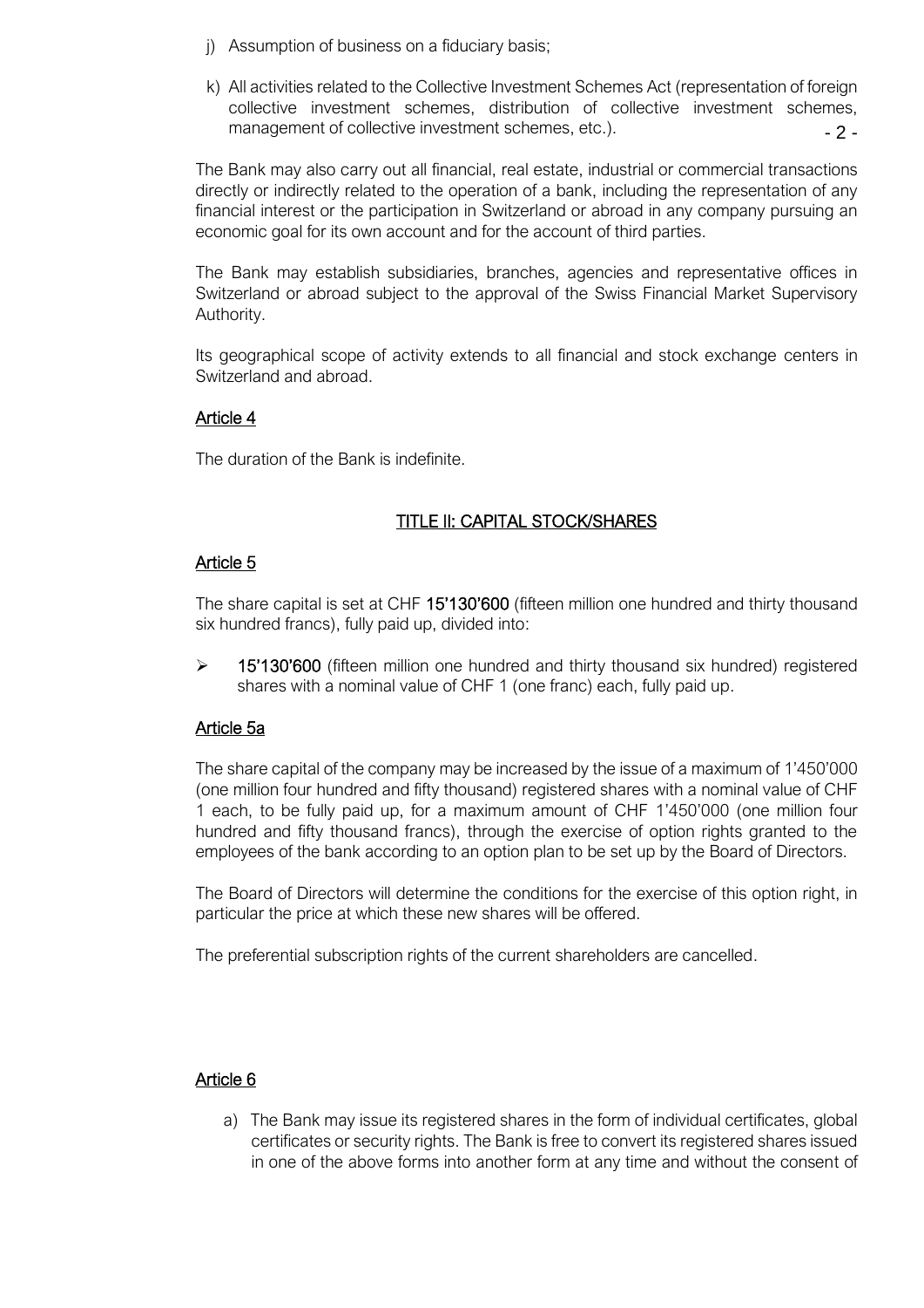j) Assumption of business on a fiduciary basis;

k) All activities related to the Collective Investment Schemes Act (representation of foreign collective investment schemes, distribution of collective investment schemes, management of collective investment schemes, etc.).

The Bank may also carry out all financial, real estate, industrial or commercial transactions directly or indirectly related to the operation of a bank, including the representation of any financial interest or the participation in Switzerland or abroad in any company pursuing an economic goal for its own account and for the account of third parties.

The Bank may establish subsidiaries, branches, agencies and representative offices in Switzerland or abroad subject to the approval of the Swiss Financial Market Supervisory Authority.

Its geographical scope of activity extends to all financial and stock exchange centers in Switzerland and abroad.

### Article 4

The duration of the Bank is indefinite.

## TITLE II: CAPITAL STOCK/SHARES

### Article 5

The share capital is set at CHF **15'130'600** (fifteen million one hundred and thirty thousand six hundred francs), fully paid up, divided into:

- **15'130'600** (fifteen million one hundred and thirty thousand six hundred) registered shares with a nominal value of CHF 1 (one franc) each, fully paid up.

### Article 5a

The share capital of the company may be increased by the issue of a maximum of 1'450'000 (one million four hundred and fifty thousand) registered shares with a nominal value of CHF 1 each, to be fully paid up, for a maximum amount of CHF 1'450'000 (one million four hundred and fifty thousand francs), through the exercise of option rights granted to the employees of the bank according to an option plan to be set up by the Board of Directors.

The Board of Directors will determine the conditions for the exercise of this option right, in particular the price at which these new shares will be offered.

The preferential subscription rights of the current shareholders are cancelled.

### Article 6

a) The Bank may issue its registered shares in the form of individual certificates, global certificates or security rights. The Bank is free to convert its registered shares issued in one of the above forms into another form at any time and without the consent of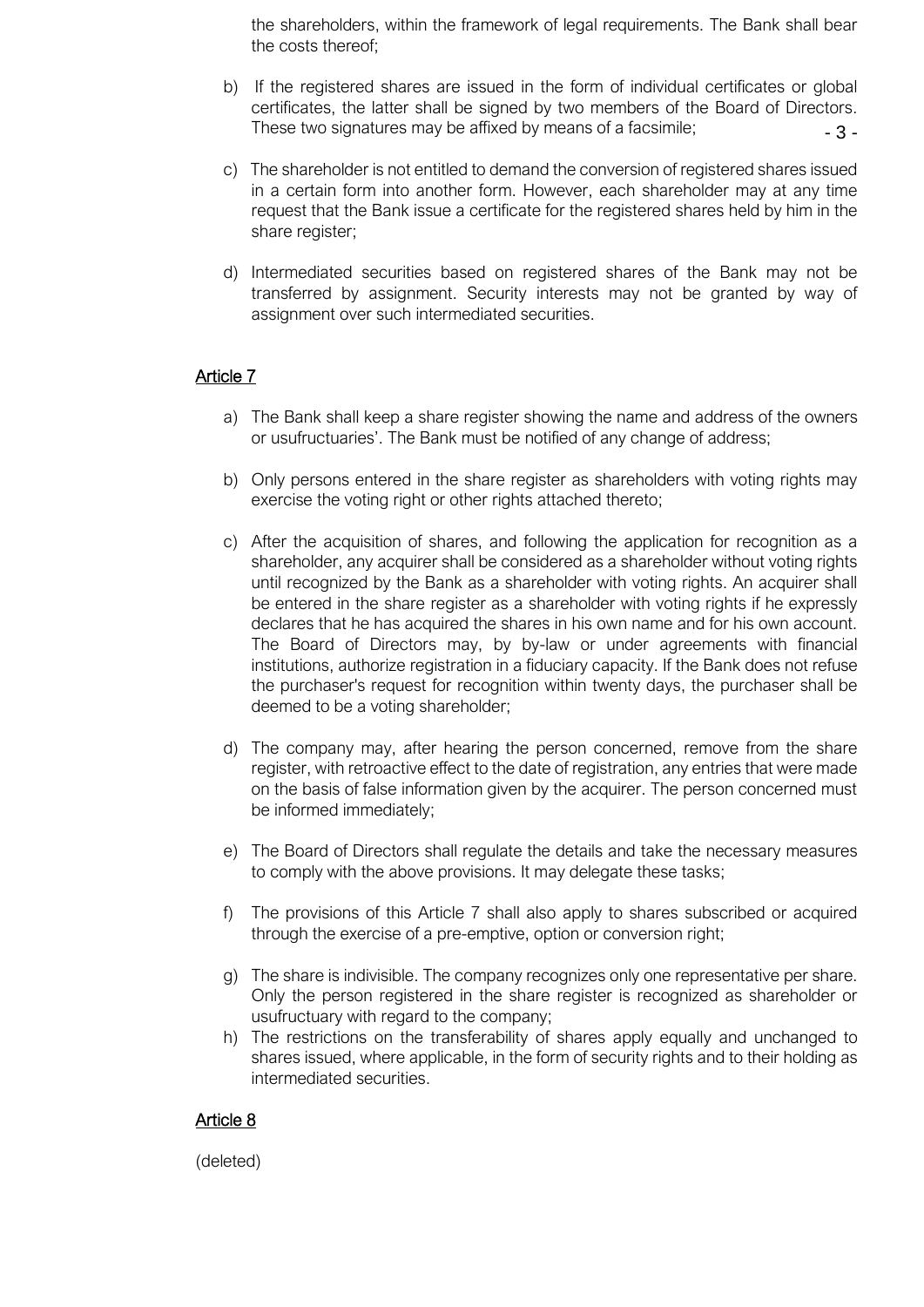the shareholders, within the framework of legal requirements. The Bank shall bear the costs thereof;

b) If the registered shares are issued in the form of individual certificates or global certificates, the latter shall be signed by two members of the Board of Directors. These two signatures may be affixed by means of a facsimile;

c) The shareholder is not entitled to demand the conversion of registered shares issued in a certain form into another form. However, each shareholder may at any time request that the Bank issue a certificate for the registered shares held by him in the share register;

d) Intermediated securities based on registered shares of the Bank may not be transferred by assignment. Security interests may not be granted by way of assignment over such intermediated securities.

## Article 7

a) The Bank shall keep a share register showing the name and address of the owners or usufructuaries'. The Bank must be notified of any change of address;

b) Only persons entered in the share register as shareholders with voting rights may exercise the voting right or other rights attached thereto;

c) After the acquisition of shares, and following the application for recognition as a shareholder, any acquirer shall be considered as a shareholder without voting rights until recognized by the Bank as a shareholder with voting rights. An acquirer shall be entered in the share register as a shareholder with voting rights if he expressly declares that he has acquired the shares in his own name and for his own account. The Board of Directors may, by by-law or under agreements with financial institutions, authorize registration in a fiduciary capacity. If the Bank does not refuse the purchaser's request for recognition within twenty days, the purchaser shall be deemed to be a voting shareholder;

d) The company may, after hearing the person concerned, remove from the share register, with retroactive effect to the date of registration, any entries that were made on the basis of false information given by the acquirer. The person concerned must be informed immediately;

e) The Board of Directors shall regulate the details and take the necessary measures to comply with the above provisions. It may delegate these tasks;

f) The provisions of this Article 7 shall also apply to shares subscribed or acquired through the exercise of a pre-emptive, option or conversion right;

g) The share is indivisible. The company recognizes only one representative per share. Only the person registered in the share register is recognized as shareholder or usufructuary with regard to the company;

h) The restrictions on the transferability of shares apply equally and unchanged to shares issued, where applicable, in the form of security rights and to their holding as intermediated securities.

## Article 8

(deleted)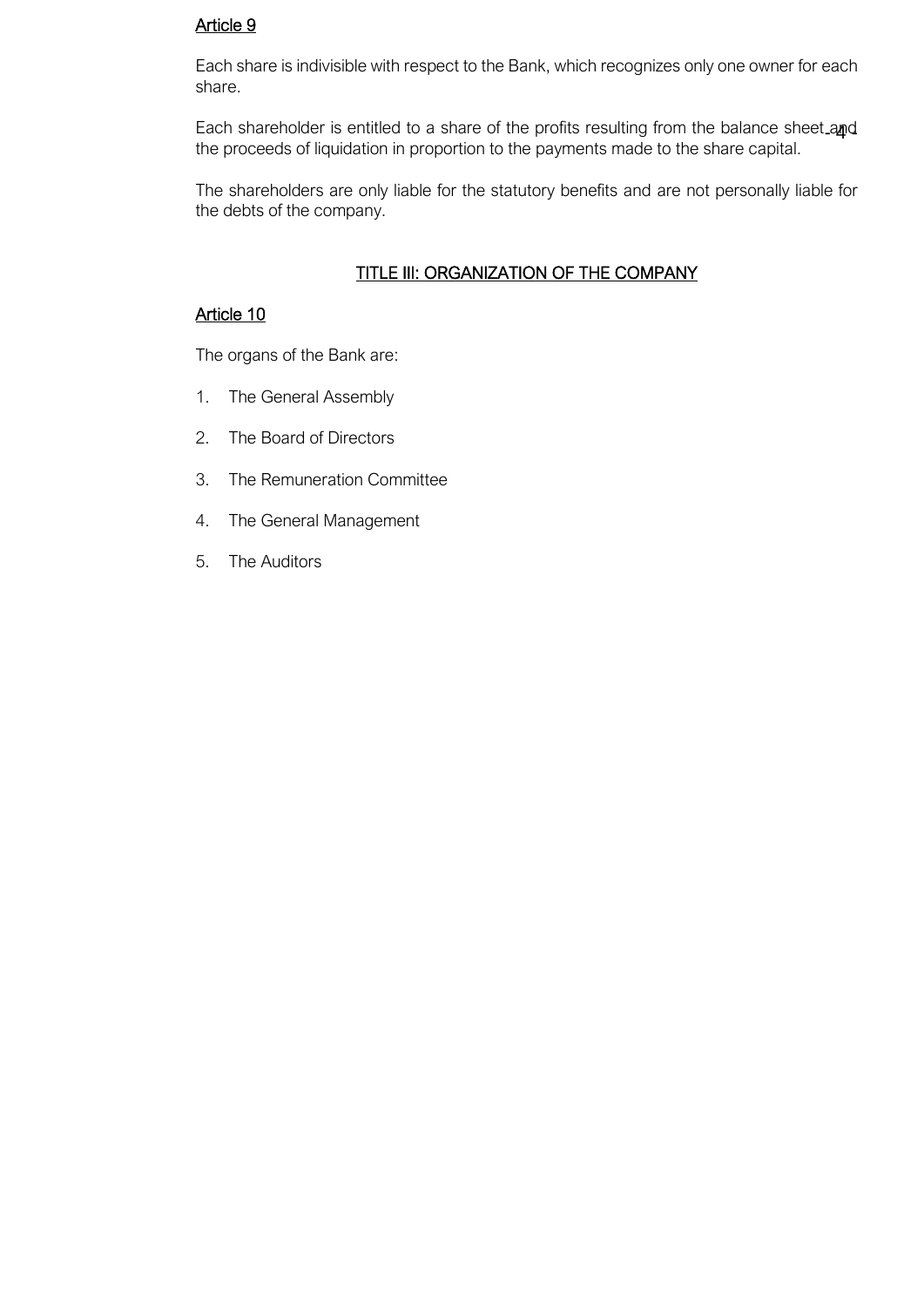## Article 9

Each share is indivisible with respect to the Bank, which recognizes only one owner for each share.

Each shareholder is entitled to a share of the profits resulting from the balance sheet and the proceeds of liquidation in proportion to the payments made to the share capital.

The shareholders are only liable for the statutory benefits and are not personally liable for the debts of the company.

# TITLE III: ORGANIZATION OF THE COMPANY

## Article 10

The organs of the Bank are:

1. The General Assembly
2. The Board of Directors
3. The Remuneration Committee
4. The General Management
5. The Auditors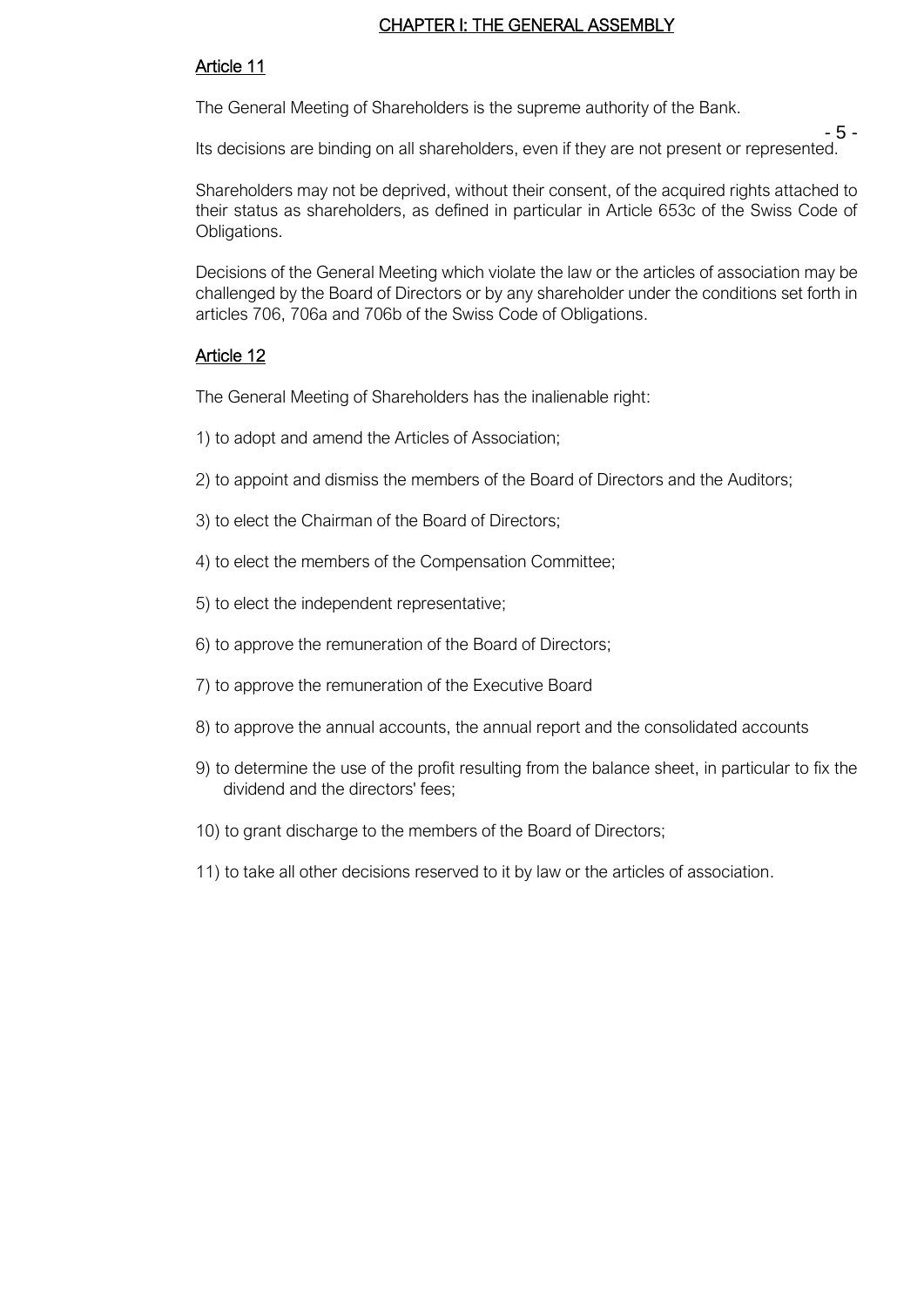## CHAPTER I: THE GENERAL ASSEMBLY

### Article 11

The General Meeting of Shareholders is the supreme authority of the Bank.

Its decisions are binding on all shareholders, even if they are not present or represented.

Shareholders may not be deprived, without their consent, of the acquired rights attached to their status as shareholders, as defined in particular in Article 653c of the Swiss Code of Obligations.

Decisions of the General Meeting which violate the law or the articles of association may be challenged by the Board of Directors or by any shareholder under the conditions set forth in articles 706, 706a and 706b of the Swiss Code of Obligations.

### Article 12

The General Meeting of Shareholders has the inalienable right:

1) to adopt and amend the Articles of Association;

2) to appoint and dismiss the members of the Board of Directors and the Auditors;

3) to elect the Chairman of the Board of Directors;

4) to elect the members of the Compensation Committee;

5) to elect the independent representative;

6) to approve the remuneration of the Board of Directors;

7) to approve the remuneration of the Executive Board

8) to approve the annual accounts, the annual report and the consolidated accounts

9) to determine the use of the profit resulting from the balance sheet, in particular to fix the dividend and the directors' fees;

10) to grant discharge to the members of the Board of Directors;

11) to take all other decisions reserved to it by law or the articles of association.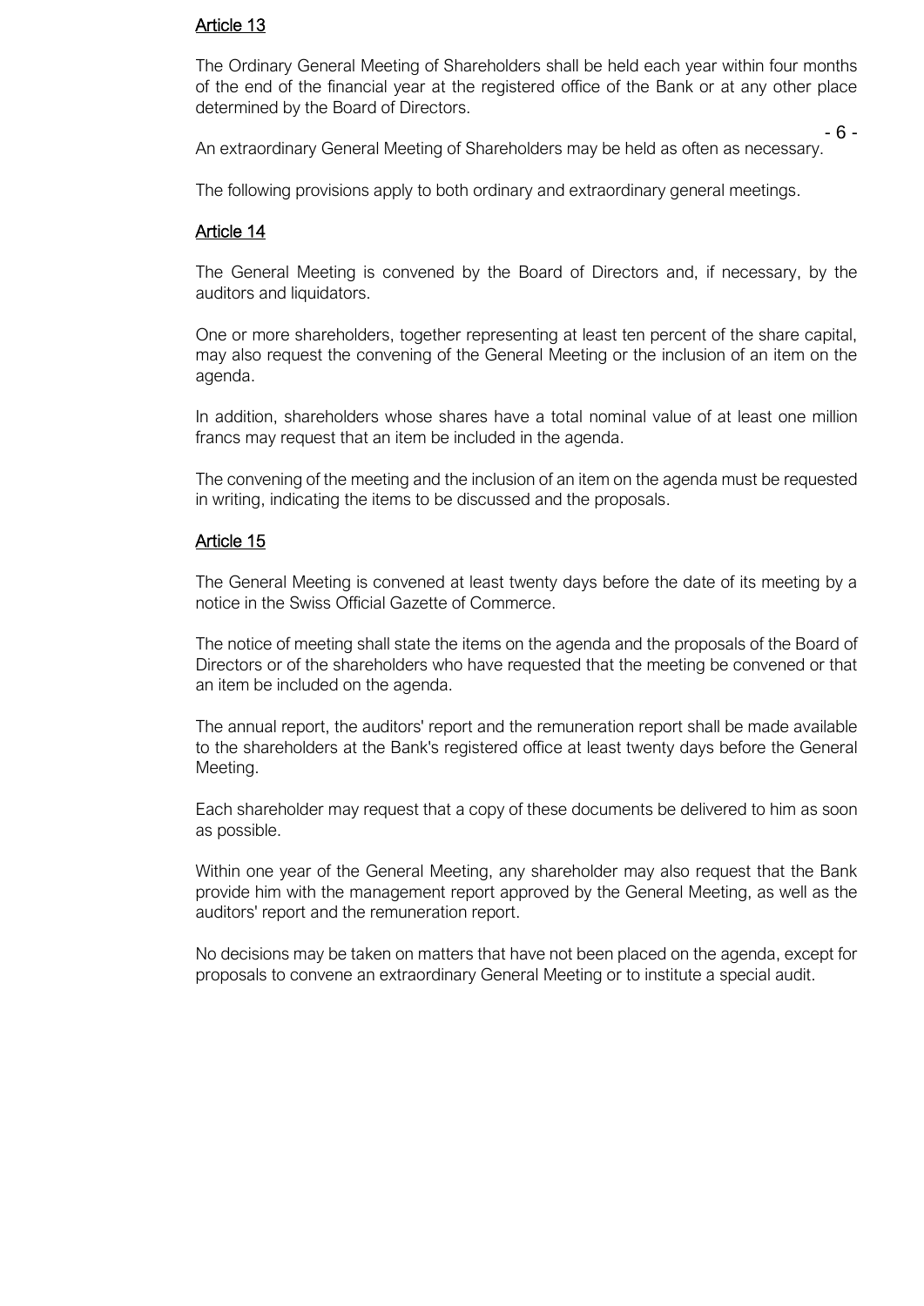## Article 13

The Ordinary General Meeting of Shareholders shall be held each year within four months of the end of the financial year at the registered office of the Bank or at any other place determined by the Board of Directors.

An extraordinary General Meeting of Shareholders may be held as often as necessary.

The following provisions apply to both ordinary and extraordinary general meetings.

## Article 14

The General Meeting is convened by the Board of Directors and, if necessary, by the auditors and liquidators.

One or more shareholders, together representing at least ten percent of the share capital, may also request the convening of the General Meeting or the inclusion of an item on the agenda.

In addition, shareholders whose shares have a total nominal value of at least one million francs may request that an item be included in the agenda.

The convening of the meeting and the inclusion of an item on the agenda must be requested in writing, indicating the items to be discussed and the proposals.

## Article 15

The General Meeting is convened at least twenty days before the date of its meeting by a notice in the Swiss Official Gazette of Commerce.

The notice of meeting shall state the items on the agenda and the proposals of the Board of Directors or of the shareholders who have requested that the meeting be convened or that an item be included on the agenda.

The annual report, the auditors' report and the remuneration report shall be made available to the shareholders at the Bank's registered office at least twenty days before the General Meeting.

Each shareholder may request that a copy of these documents be delivered to him as soon as possible.

Within one year of the General Meeting, any shareholder may also request that the Bank provide him with the management report approved by the General Meeting, as well as the auditors' report and the remuneration report.

No decisions may be taken on matters that have not been placed on the agenda, except for proposals to convene an extraordinary General Meeting or to institute a special audit.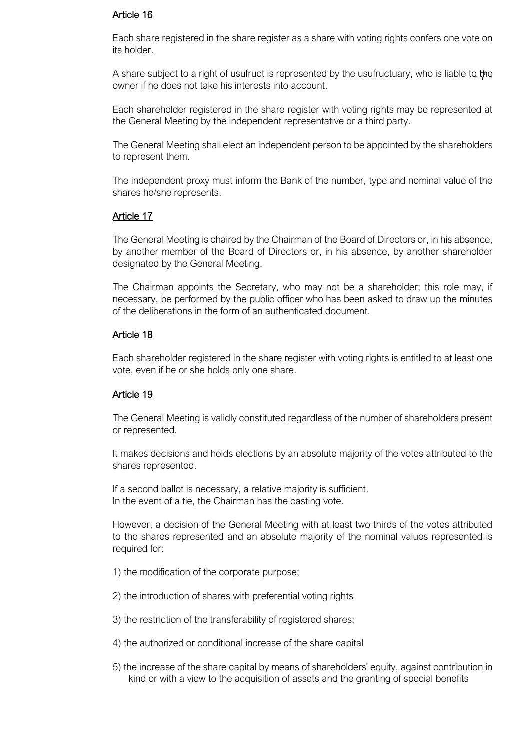Article 16

Each share registered in the share register as a share with voting rights confers one vote on its holder.

A share subject to a right of usufruct is represented by the usufructuary, who is liable to the owner if he does not take his interests into account.

Each shareholder registered in the share register with voting rights may be represented at the General Meeting by the independent representative or a third party.

The General Meeting shall elect an independent person to be appointed by the shareholders to represent them.

The independent proxy must inform the Bank of the number, type and nominal value of the shares he/she represents.

Article 17

The General Meeting is chaired by the Chairman of the Board of Directors or, in his absence, by another member of the Board of Directors or, in his absence, by another shareholder designated by the General Meeting.

The Chairman appoints the Secretary, who may not be a shareholder; this role may, if necessary, be performed by the public officer who has been asked to draw up the minutes of the deliberations in the form of an authenticated document.

Article 18

Each shareholder registered in the share register with voting rights is entitled to at least one vote, even if he or she holds only one share.

Article 19

The General Meeting is validly constituted regardless of the number of shareholders present or represented.

It makes decisions and holds elections by an absolute majority of the votes attributed to the shares represented.

If a second ballot is necessary, a relative majority is sufficient.
In the event of a tie, the Chairman has the casting vote.

However, a decision of the General Meeting with at least two thirds of the votes attributed to the shares represented and an absolute majority of the nominal values represented is required for:

1) the modification of the corporate purpose;

2) the introduction of shares with preferential voting rights

3) the restriction of the transferability of registered shares;

4) the authorized or conditional increase of the share capital

5) the increase of the share capital by means of shareholders' equity, against contribution in kind or with a view to the acquisition of assets and the granting of special benefits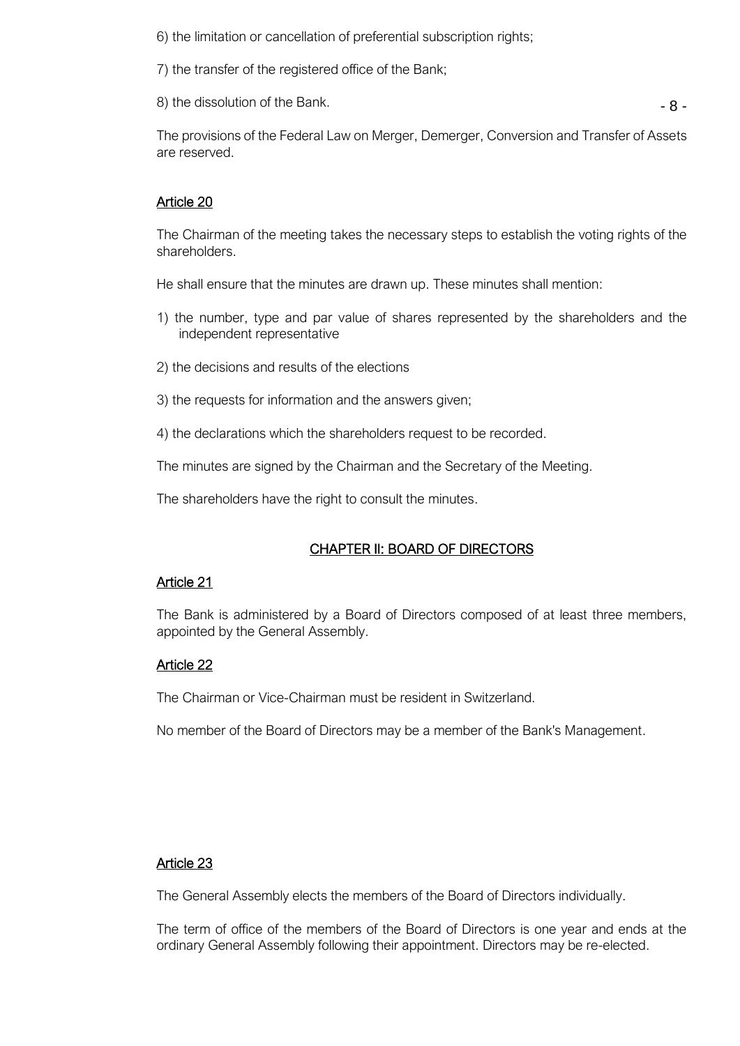6) the limitation or cancellation of preferential subscription rights;

7) the transfer of the registered office of the Bank;

8) the dissolution of the Bank.

The provisions of the Federal Law on Merger, Demerger, Conversion and Transfer of Assets are reserved.

## Article 20

The Chairman of the meeting takes the necessary steps to establish the voting rights of the shareholders.

He shall ensure that the minutes are drawn up. These minutes shall mention:

1) the number, type and par value of shares represented by the shareholders and the independent representative

2) the decisions and results of the elections

3) the requests for information and the answers given;

4) the declarations which the shareholders request to be recorded.

The minutes are signed by the Chairman and the Secretary of the Meeting.

The shareholders have the right to consult the minutes.

# CHAPTER II: BOARD OF DIRECTORS

## Article 21

The Bank is administered by a Board of Directors composed of at least three members, appointed by the General Assembly.

## Article 22

The Chairman or Vice-Chairman must be resident in Switzerland.

No member of the Board of Directors may be a member of the Bank's Management.

## Article 23

The General Assembly elects the members of the Board of Directors individually.

The term of office of the members of the Board of Directors is one year and ends at the ordinary General Assembly following their appointment. Directors may be re-elected.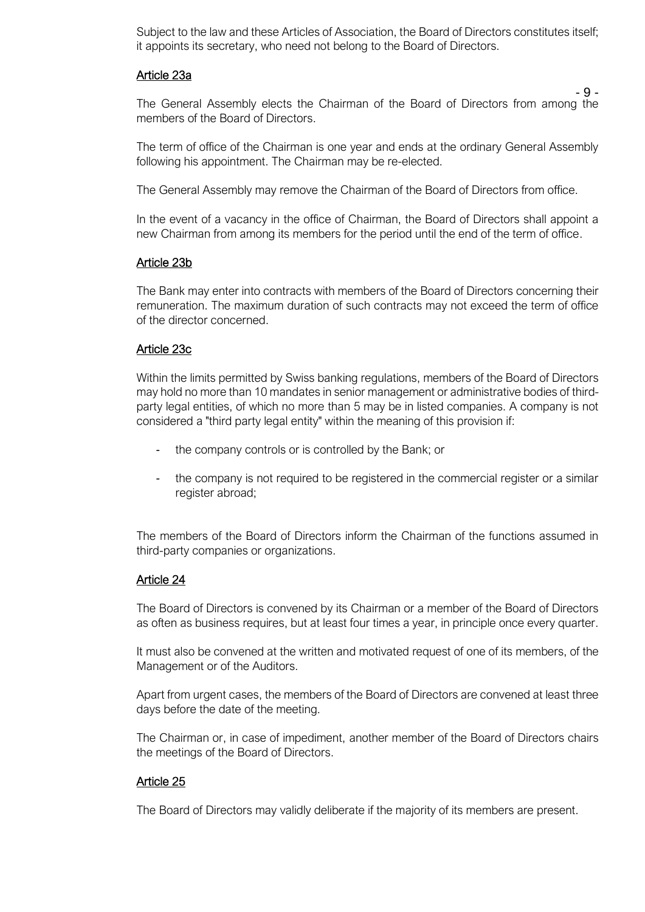Subject to the law and these Articles of Association, the Board of Directors constitutes itself; it appoints its secretary, who need not belong to the Board of Directors.

## Article 23a

The General Assembly elects the Chairman of the Board of Directors from among the members of the Board of Directors.

The term of office of the Chairman is one year and ends at the ordinary General Assembly following his appointment. The Chairman may be re-elected.

The General Assembly may remove the Chairman of the Board of Directors from office.

In the event of a vacancy in the office of Chairman, the Board of Directors shall appoint a new Chairman from among its members for the period until the end of the term of office.

## Article 23b

The Bank may enter into contracts with members of the Board of Directors concerning their remuneration. The maximum duration of such contracts may not exceed the term of office of the director concerned.

## Article 23c

Within the limits permitted by Swiss banking regulations, members of the Board of Directors may hold no more than 10 mandates in senior management or administrative bodies of third-party legal entities, of which no more than 5 may be in listed companies. A company is not considered a "third party legal entity" within the meaning of this provision if:

- the company controls or is controlled by the Bank; or
- the company is not required to be registered in the commercial register or a similar register abroad;

The members of the Board of Directors inform the Chairman of the functions assumed in third-party companies or organizations.

## Article 24

The Board of Directors is convened by its Chairman or a member of the Board of Directors as often as business requires, but at least four times a year, in principle once every quarter.

It must also be convened at the written and motivated request of one of its members, of the Management or of the Auditors.

Apart from urgent cases, the members of the Board of Directors are convened at least three days before the date of the meeting.

The Chairman or, in case of impediment, another member of the Board of Directors chairs the meetings of the Board of Directors.

## Article 25

The Board of Directors may validly deliberate if the majority of its members are present.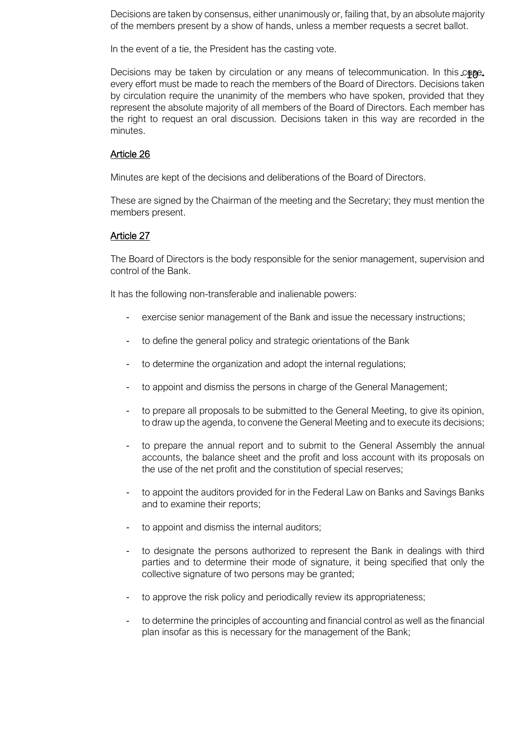Decisions are taken by consensus, either unanimously or, failing that, by an absolute majority of the members present by a show of hands, unless a member requests a secret ballot.

In the event of a tie, the President has the casting vote.

Decisions may be taken by circulation or any means of telecommunication. In this case, every effort must be made to reach the members of the Board of Directors. Decisions taken by circulation require the unanimity of the members who have spoken, provided that they represent the absolute majority of all members of the Board of Directors. Each member has the right to request an oral discussion. Decisions taken in this way are recorded in the minutes.

## Article 26

Minutes are kept of the decisions and deliberations of the Board of Directors.

These are signed by the Chairman of the meeting and the Secretary; they must mention the members present.

## Article 27

The Board of Directors is the body responsible for the senior management, supervision and control of the Bank.

It has the following non-transferable and inalienable powers:

- exercise senior management of the Bank and issue the necessary instructions;
- to define the general policy and strategic orientations of the Bank
- to determine the organization and adopt the internal regulations;
- to appoint and dismiss the persons in charge of the General Management;
- to prepare all proposals to be submitted to the General Meeting, to give its opinion, to draw up the agenda, to convene the General Meeting and to execute its decisions;
- to prepare the annual report and to submit to the General Assembly the annual accounts, the balance sheet and the profit and loss account with its proposals on the use of the net profit and the constitution of special reserves;
- to appoint the auditors provided for in the Federal Law on Banks and Savings Banks and to examine their reports;
- to appoint and dismiss the internal auditors;
- to designate the persons authorized to represent the Bank in dealings with third parties and to determine their mode of signature, it being specified that only the collective signature of two persons may be granted;
- to approve the risk policy and periodically review its appropriateness;
- to determine the principles of accounting and financial control as well as the financial plan insofar as this is necessary for the management of the Bank;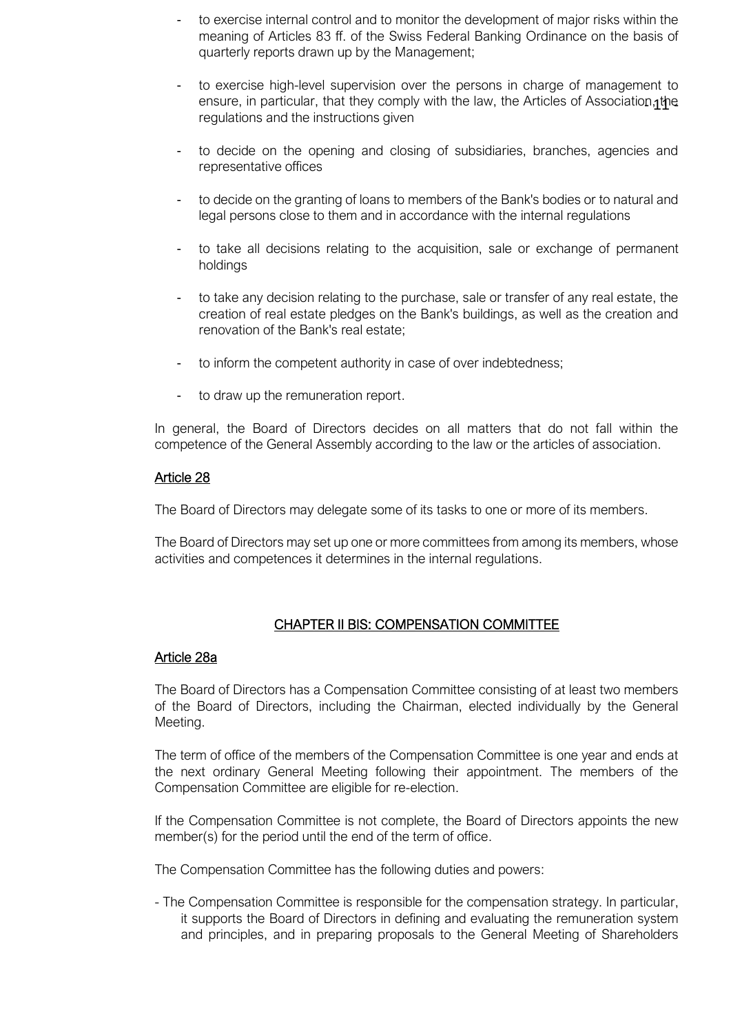- to exercise internal control and to monitor the development of major risks within the meaning of Articles 83 ff. of the Swiss Federal Banking Ordinance on the basis of quarterly reports drawn up by the Management;

- to exercise high-level supervision over the persons in charge of management to ensure, in particular, that they comply with the law, the Articles of Association, the regulations and the instructions given

- to decide on the opening and closing of subsidiaries, branches, agencies and representative offices

- to decide on the granting of loans to members of the Bank's bodies or to natural and legal persons close to them and in accordance with the internal regulations

- to take all decisions relating to the acquisition, sale or exchange of permanent holdings

- to take any decision relating to the purchase, sale or transfer of any real estate, the creation of real estate pledges on the Bank's buildings, as well as the creation and renovation of the Bank's real estate;

- to inform the competent authority in case of over indebtedness;

- to draw up the remuneration report.

In general, the Board of Directors decides on all matters that do not fall within the competence of the General Assembly according to the law or the articles of association.

## Article 28

The Board of Directors may delegate some of its tasks to one or more of its members.

The Board of Directors may set up one or more committees from among its members, whose activities and competences it determines in the internal regulations.

# CHAPTER II BIS: COMPENSATION COMMITTEE

## Article 28a

The Board of Directors has a Compensation Committee consisting of at least two members of the Board of Directors, including the Chairman, elected individually by the General Meeting.

The term of office of the members of the Compensation Committee is one year and ends at the next ordinary General Meeting following their appointment. The members of the Compensation Committee are eligible for re-election.

If the Compensation Committee is not complete, the Board of Directors appoints the new member(s) for the period until the end of the term of office.

The Compensation Committee has the following duties and powers:

- The Compensation Committee is responsible for the compensation strategy. In particular, it supports the Board of Directors in defining and evaluating the remuneration system and principles, and in preparing proposals to the General Meeting of Shareholders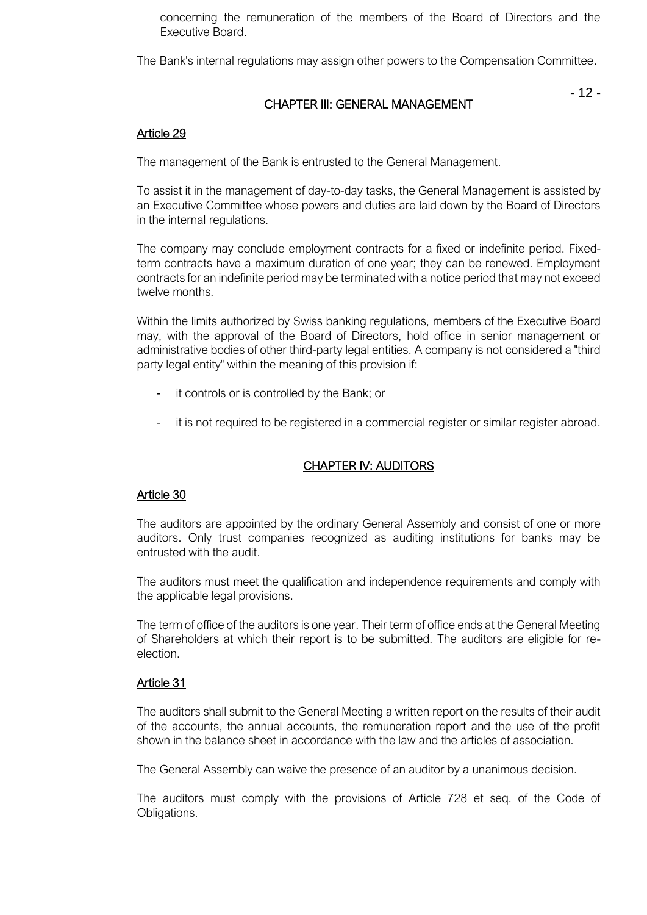concerning the remuneration of the members of the Board of Directors and the Executive Board.

The Bank's internal regulations may assign other powers to the Compensation Committee.

## CHAPTER III: GENERAL MANAGEMENT

### Article 29

The management of the Bank is entrusted to the General Management.

To assist it in the management of day-to-day tasks, the General Management is assisted by an Executive Committee whose powers and duties are laid down by the Board of Directors in the internal regulations.

The company may conclude employment contracts for a fixed or indefinite period. Fixed-term contracts have a maximum duration of one year; they can be renewed. Employment contracts for an indefinite period may be terminated with a notice period that may not exceed twelve months.

Within the limits authorized by Swiss banking regulations, members of the Executive Board may, with the approval of the Board of Directors, hold office in senior management or administrative bodies of other third-party legal entities. A company is not considered a "third party legal entity" within the meaning of this provision if:

- it controls or is controlled by the Bank; or
- it is not required to be registered in a commercial register or similar register abroad.

## CHAPTER IV: AUDITORS

### Article 30

The auditors are appointed by the ordinary General Assembly and consist of one or more auditors. Only trust companies recognized as auditing institutions for banks may be entrusted with the audit.

The auditors must meet the qualification and independence requirements and comply with the applicable legal provisions.

The term of office of the auditors is one year. Their term of office ends at the General Meeting of Shareholders at which their report is to be submitted. The auditors are eligible for re-election.

### Article 31

The auditors shall submit to the General Meeting a written report on the results of their audit of the accounts, the annual accounts, the remuneration report and the use of the profit shown in the balance sheet in accordance with the law and the articles of association.

The General Assembly can waive the presence of an auditor by a unanimous decision.

The auditors must comply with the provisions of Article 728 et seq. of the Code of Obligations.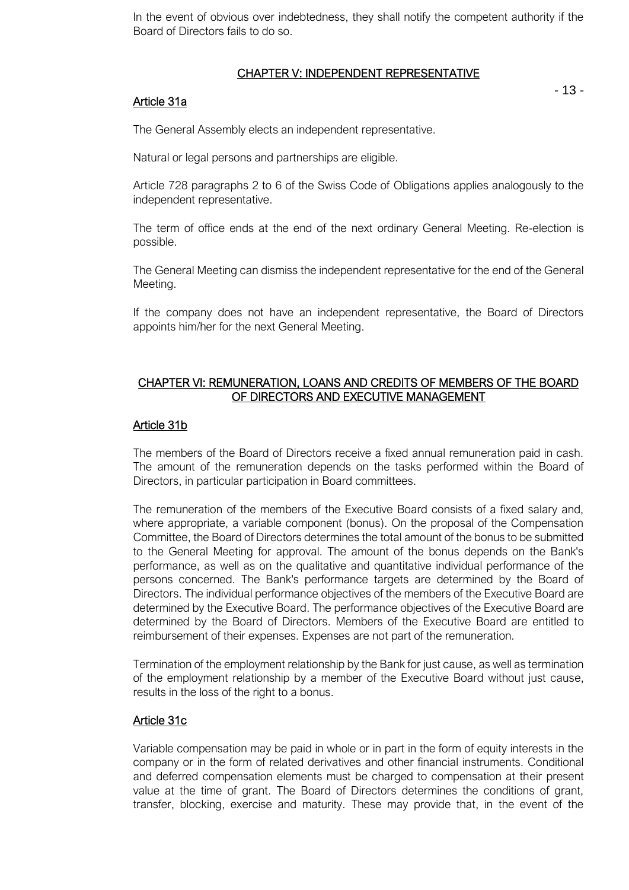In the event of obvious over indebtedness, they shall notify the competent authority if the Board of Directors fails to do so.

## CHAPTER V: INDEPENDENT REPRESENTATIVE

### Article 31a

The General Assembly elects an independent representative.

Natural or legal persons and partnerships are eligible.

Article 728 paragraphs 2 to 6 of the Swiss Code of Obligations applies analogously to the independent representative.

The term of office ends at the end of the next ordinary General Meeting. Re-election is possible.

The General Meeting can dismiss the independent representative for the end of the General Meeting.

If the company does not have an independent representative, the Board of Directors appoints him/her for the next General Meeting.

## CHAPTER VI: REMUNERATION, LOANS AND CREDITS OF MEMBERS OF THE BOARD OF DIRECTORS AND EXECUTIVE MANAGEMENT

### Article 31b

The members of the Board of Directors receive a fixed annual remuneration paid in cash. The amount of the remuneration depends on the tasks performed within the Board of Directors, in particular participation in Board committees.

The remuneration of the members of the Executive Board consists of a fixed salary and, where appropriate, a variable component (bonus). On the proposal of the Compensation Committee, the Board of Directors determines the total amount of the bonus to be submitted to the General Meeting for approval. The amount of the bonus depends on the Bank's performance, as well as on the qualitative and quantitative individual performance of the persons concerned. The Bank's performance targets are determined by the Board of Directors. The individual performance objectives of the members of the Executive Board are determined by the Executive Board. The performance objectives of the Executive Board are determined by the Board of Directors. Members of the Executive Board are entitled to reimbursement of their expenses. Expenses are not part of the remuneration.

Termination of the employment relationship by the Bank for just cause, as well as termination of the employment relationship by a member of the Executive Board without just cause, results in the loss of the right to a bonus.

### Article 31c

Variable compensation may be paid in whole or in part in the form of equity interests in the company or in the form of related derivatives and other financial instruments. Conditional and deferred compensation elements must be charged to compensation at their present value at the time of grant. The Board of Directors determines the conditions of grant, transfer, blocking, exercise and maturity. These may provide that, in the event of the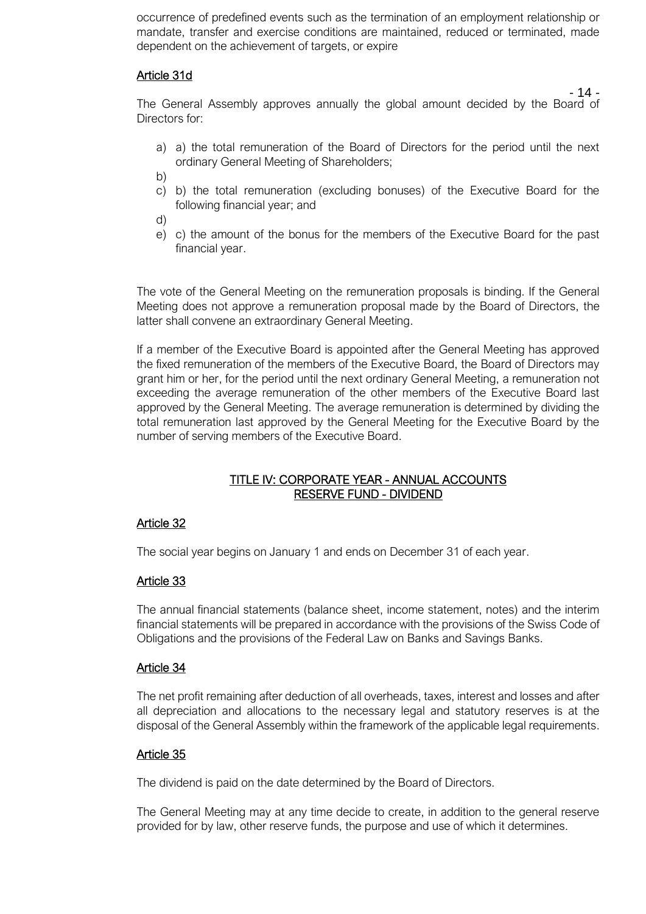occurrence of predefined events such as the termination of an employment relationship or mandate, transfer and exercise conditions are maintained, reduced or terminated, made dependent on the achievement of targets, or expire

## Article 31d

The General Assembly approves annually the global amount decided by the Board of Directors for:

a) a) the total remuneration of the Board of Directors for the period until the next ordinary General Meeting of Shareholders;

b)

c) b) the total remuneration (excluding bonuses) of the Executive Board for the following financial year; and

d)

e) c) the amount of the bonus for the members of the Executive Board for the past financial year.

The vote of the General Meeting on the remuneration proposals is binding. If the General Meeting does not approve a remuneration proposal made by the Board of Directors, the latter shall convene an extraordinary General Meeting.

If a member of the Executive Board is appointed after the General Meeting has approved the fixed remuneration of the members of the Executive Board, the Board of Directors may grant him or her, for the period until the next ordinary General Meeting, a remuneration not exceeding the average remuneration of the other members of the Executive Board last approved by the General Meeting. The average remuneration is determined by dividing the total remuneration last approved by the General Meeting for the Executive Board by the number of serving members of the Executive Board.

# TITLE IV: CORPORATE YEAR - ANNUAL ACCOUNTS RESERVE FUND - DIVIDEND

## Article 32

The social year begins on January 1 and ends on December 31 of each year.

## Article 33

The annual financial statements (balance sheet, income statement, notes) and the interim financial statements will be prepared in accordance with the provisions of the Swiss Code of Obligations and the provisions of the Federal Law on Banks and Savings Banks.

## Article 34

The net profit remaining after deduction of all overheads, taxes, interest and losses and after all depreciation and allocations to the necessary legal and statutory reserves is at the disposal of the General Assembly within the framework of the applicable legal requirements.

## Article 35

The dividend is paid on the date determined by the Board of Directors.

The General Meeting may at any time decide to create, in addition to the general reserve provided for by law, other reserve funds, the purpose and use of which it determines.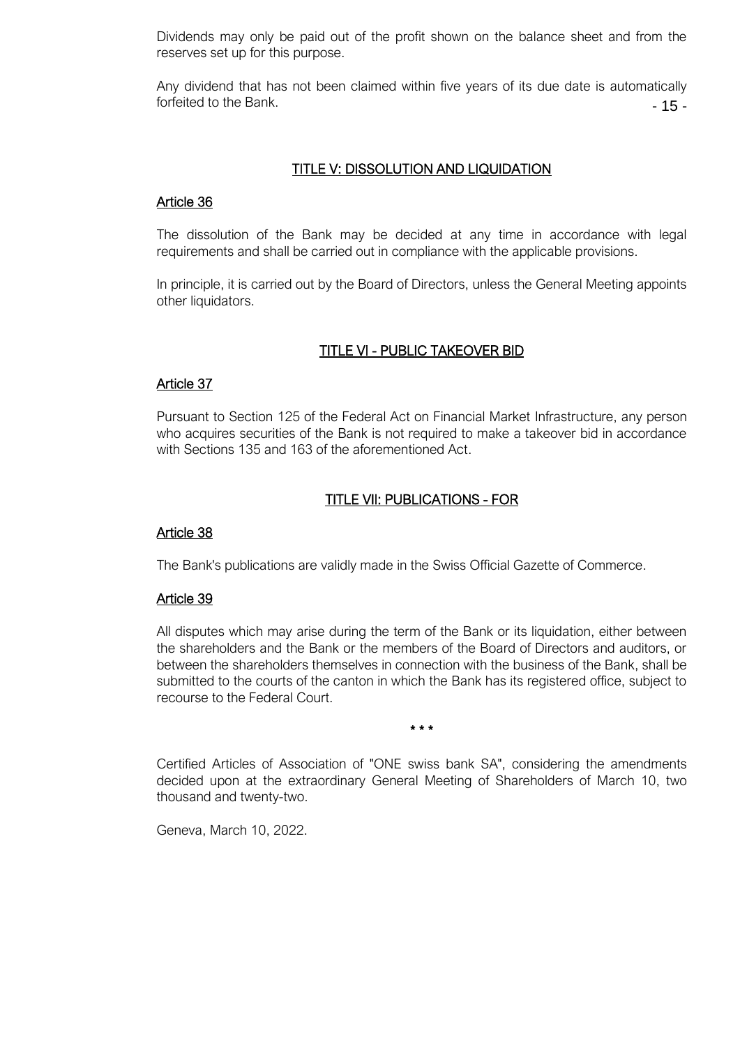Dividends may only be paid out of the profit shown on the balance sheet and from the reserves set up for this purpose.

Any dividend that has not been claimed within five years of its due date is automatically forfeited to the Bank.

## TITLE V: DISSOLUTION AND LIQUIDATION

### Article 36

The dissolution of the Bank may be decided at any time in accordance with legal requirements and shall be carried out in compliance with the applicable provisions.

In principle, it is carried out by the Board of Directors, unless the General Meeting appoints other liquidators.

## TITLE VI - PUBLIC TAKEOVER BID

### Article 37

Pursuant to Section 125 of the Federal Act on Financial Market Infrastructure, any person who acquires securities of the Bank is not required to make a takeover bid in accordance with Sections 135 and 163 of the aforementioned Act.

## TITLE VII: PUBLICATIONS - FOR

### Article 38

The Bank's publications are validly made in the Swiss Official Gazette of Commerce.

### Article 39

All disputes which may arise during the term of the Bank or its liquidation, either between the shareholders and the Bank or the members of the Board of Directors and auditors, or between the shareholders themselves in connection with the business of the Bank, shall be submitted to the courts of the canton in which the Bank has its registered office, subject to recourse to the Federal Court.

* * *

Certified Articles of Association of "ONE swiss bank SA", considering the amendments decided upon at the extraordinary General Meeting of Shareholders of March 10, two thousand and twenty-two.

Geneva, March 10, 2022.